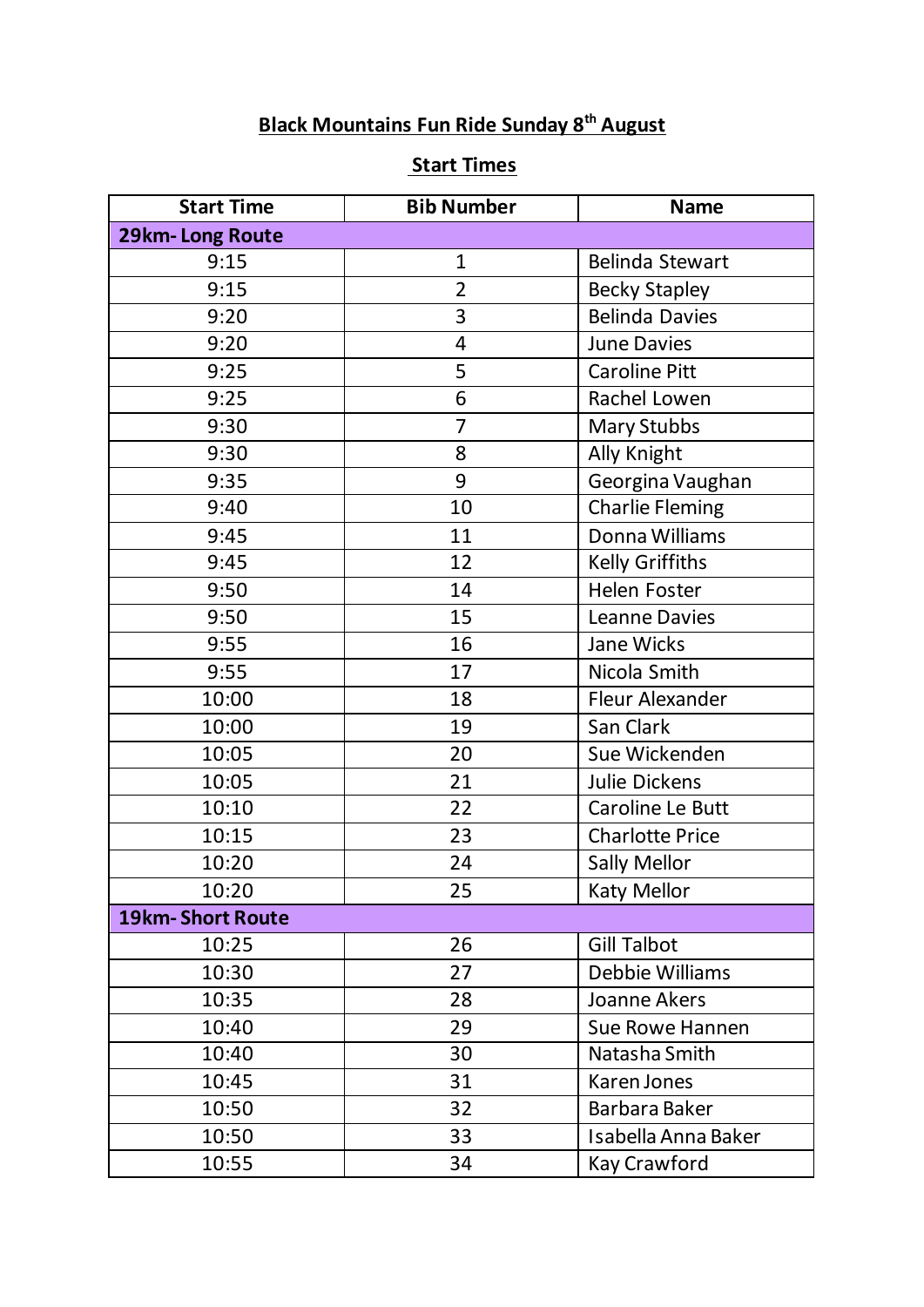# Black Mountains Fun Ride Sunday 8th August

## Start Times

| Start Time | Bib Number | Name |
|---|---|---|
| **29km- Long Route** | | |
| 9:15 | 1 | Belinda Stewart |
| 9:15 | 2 | Becky Stapley |
| 9:20 | 3 | Belinda Davies |
| 9:20 | 4 | June Davies |
| 9:25 | 5 | Caroline Pitt |
| 9:25 | 6 | Rachel Lowen |
| 9:30 | 7 | Mary Stubbs |
| 9:30 | 8 | Ally Knight |
| 9:35 | 9 | Georgina Vaughan |
| 9:40 | 10 | Charlie Fleming |
| 9:45 | 11 | Donna Williams |
| 9:45 | 12 | Kelly Griffiths |
| 9:50 | 14 | Helen Foster |
| 9:50 | 15 | Leanne Davies |
| 9:55 | 16 | Jane Wicks |
| 9:55 | 17 | Nicola Smith |
| 10:00 | 18 | Fleur Alexander |
| 10:00 | 19 | San Clark |
| 10:05 | 20 | Sue Wickenden |
| 10:05 | 21 | Julie Dickens |
| 10:10 | 22 | Caroline Le Butt |
| 10:15 | 23 | Charlotte Price |
| 10:20 | 24 | Sally Mellor |
| 10:20 | 25 | Katy Mellor |
| **19km- Short Route** | | |
| 10:25 | 26 | Gill Talbot |
| 10:30 | 27 | Debbie Williams |
| 10:35 | 28 | Joanne Akers |
| 10:40 | 29 | Sue Rowe Hannen |
| 10:40 | 30 | Natasha Smith |
| 10:45 | 31 | Karen Jones |
| 10:50 | 32 | Barbara Baker |
| 10:50 | 33 | Isabella Anna Baker |
| 10:55 | 34 | Kay Crawford |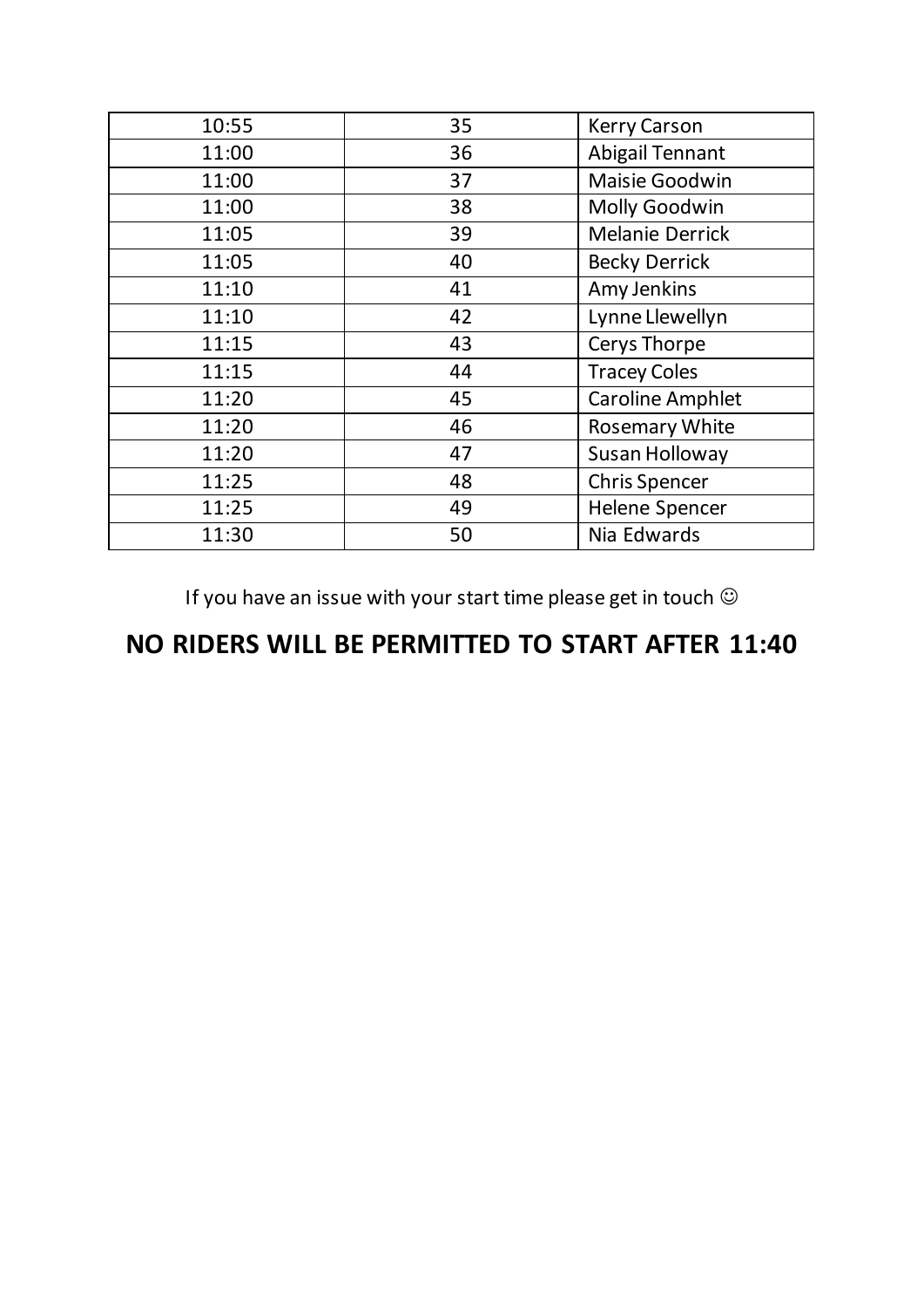| | | |
|---|---|---|
| 10:55 | 35 | Kerry Carson |
| 11:00 | 36 | Abigail Tennant |
| 11:00 | 37 | Maisie Goodwin |
| 11:00 | 38 | Molly Goodwin |
| 11:05 | 39 | Melanie Derrick |
| 11:05 | 40 | Becky Derrick |
| 11:10 | 41 | Amy Jenkins |
| 11:10 | 42 | Lynne Llewellyn |
| 11:15 | 43 | Cerys Thorpe |
| 11:15 | 44 | Tracey Coles |
| 11:20 | 45 | Caroline Amphlet |
| 11:20 | 46 | Rosemary White |
| 11:20 | 47 | Susan Holloway |
| 11:25 | 48 | Chris Spencer |
| 11:25 | 49 | Helene Spencer |
| 11:30 | 50 | Nia Edwards |

If you have an issue with your start time please get in touch ☺

## NO RIDERS WILL BE PERMITTED TO START AFTER 11:40